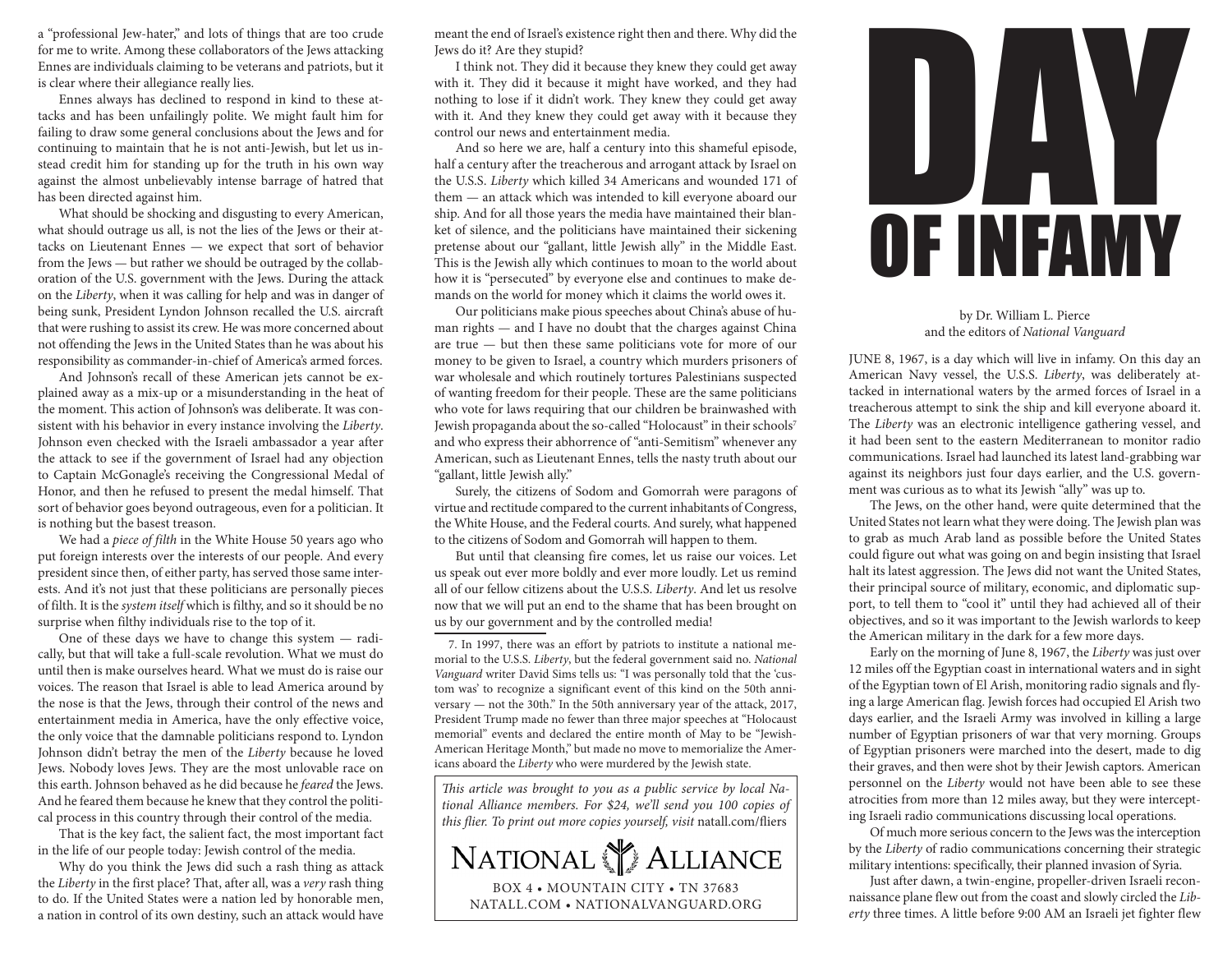a "professional Jew-hater," and lots of things that are too crude for me to write. Among these collaborators of the Jews attacking Ennes are individuals claiming to be veterans and patriots, but it is clear where their allegiance really lies.

Ennes always has declined to respond in kind to these attacks and has been unfailingly polite. We might fault him for failing to draw some general conclusions about the Jews and for continuing to maintain that he is not anti-Jewish, but let us instead credit him for standing up for the truth in his own way against the almost unbelievably intense barrage of hatred that has been directed against him.

What should be shocking and disgusting to every American, what should outrage us all, is not the lies of the Jews or their attacks on Lieutenant Ennes — we expect that sort of behavior from the Jews — but rather we should be outraged by the collaboration of the U.S. government with the Jews. During the attack on the *Liberty*, when it was calling for help and was in danger of being sunk, President Lyndon Johnson recalled the U.S. aircraft that were rushing to assist its crew. He was more concerned about not offending the Jews in the United States than he was about his responsibility as commander-in-chief of America's armed forces.

And Johnson's recall of these American jets cannot be explained away as a mix-up or a misunderstanding in the heat of the moment. This action of Johnson's was deliberate. It was consistent with his behavior in every instance involving the *Liberty*. Johnson even checked with the Israeli ambassador a year after the attack to see if the government of Israel had any objection to Captain McGonagle's receiving the Congressional Medal of Honor, and then he refused to present the medal himself. That sort of behavior goes beyond outrageous, even for a politician. It is nothing but the basest treason.

We had a *piece of filth* in the White House 50 years ago who put foreign interests over the interests of our people. And every president since then, of either party, has served those same interests. And it's not just that these politicians are personally pieces of filth. It is the *system itself* which is filthy, and so it should be no surprise when filthy individuals rise to the top of it.

One of these days we have to change this system — radically, but that will take a full-scale revolution. What we must do until then is make ourselves heard. What we must do is raise our voices. The reason that Israel is able to lead America around by the nose is that the Jews, through their control of the news and entertainment media in America, have the only effective voice, the only voice that the damnable politicians respond to. Lyndon Johnson didn't betray the men of the *Liberty* because he loved Jews. Nobody loves Jews. They are the most unlovable race on this earth. Johnson behaved as he did because he *feared* the Jews. And he feared them because he knew that they control the political process in this country through their control of the media.

That is the key fact, the salient fact, the most important fact in the life of our people today: Jewish control of the media.

Why do you think the Jews did such a rash thing as attack the *Liberty* in the first place? That, after all, was a *very* rash thing to do. If the United States were a nation led by honorable men, a nation in control of its own destiny, such an attack would have meant the end of Israel's existence right then and there. Why did the Jews do it? Are they stupid?

I think not. They did it because they knew they could get away with it. They did it because it might have worked, and they had nothing to lose if it didn't work. They knew they could get away with it. And they knew they could get away with it because they control our news and entertainment media.

And so here we are, half a century into this shameful episode, half a century after the treacherous and arrogant attack by Israel on the U.S.S. *Liberty* which killed 34 Americans and wounded 171 of them — an attack which was intended to kill everyone aboard our ship. And for all those years the media have maintained their blanket of silence, and the politicians have maintained their sickening pretense about our "gallant, little Jewish ally" in the Middle East. This is the Jewish ally which continues to moan to the world about how it is "persecuted" by everyone else and continues to make demands on the world for money which it claims the world owes it.

Our politicians make pious speeches about China's abuse of human rights — and I have no doubt that the charges against China are true — but then these same politicians vote for more of our money to be given to Israel, a country which murders prisoners of war wholesale and which routinely tortures Palestinians suspected of wanting freedom for their people. These are the same politicians who vote for laws requiring that our children be brainwashed with Jewish propaganda about the so-called "Holocaust" in their schools[7] and who express their abhorrence of "anti-Semitism" whenever any American, such as Lieutenant Ennes, tells the nasty truth about our "gallant, little Jewish ally."

Surely, the citizens of Sodom and Gomorrah were paragons of virtue and rectitude compared to the current inhabitants of Congress, the White House, and the Federal courts. And surely, what happened to the citizens of Sodom and Gomorrah will happen to them.

But until that cleansing fire comes, let us raise our voices. Let us speak out ever more boldly and ever more loudly. Let us remind all of our fellow citizens about the U.S.S. *Liberty*. And let us resolve now that we will put an end to the shame that has been brought on us by our government and by the controlled media!

7. In 1997, there was an effort by patriots to institute a national memorial to the U.S.S. *Liberty*, but the federal government said no. *National Vanguard* writer David Sims tells us: "I was personally told that the 'custom was' to recognize a significant event of this kind on the 50th anniversary — not the 30th." In the 50th anniversary year of the attack, 2017, President Trump made no fewer than three major speeches at "Holocaust memorial" events and declared the entire month of May to be "Jewish-American Heritage Month," but made no move to memorialize the Americans aboard the *Liberty* who were murdered by the Jewish state.

*This article was brought to you as a public service by local National Alliance members. For $24, we'll send you 100 copies of this flier. To print out more copies yourself, visit* natall.com/fliers

NATIONAL ALLIANCE

BOX 4 • MOUNTAIN CITY • TN 37683
NATALL.COM • NATIONALVANGUARD.ORG

# DAY OF INFAMY

by Dr. William L. Pierce
and the editors of *National Vanguard*

JUNE 8, 1967, is a day which will live in infamy. On this day an American Navy vessel, the U.S.S. *Liberty*, was deliberately attacked in international waters by the armed forces of Israel in a treacherous attempt to sink the ship and kill everyone aboard it. The *Liberty* was an electronic intelligence gathering vessel, and it had been sent to the eastern Mediterranean to monitor radio communications. Israel had launched its latest land-grabbing war against its neighbors just four days earlier, and the U.S. government was curious as to what its Jewish "ally" was up to.

The Jews, on the other hand, were quite determined that the United States not learn what they were doing. The Jewish plan was to grab as much Arab land as possible before the United States could figure out what was going on and begin insisting that Israel halt its latest aggression. The Jews did not want the United States, their principal source of military, economic, and diplomatic support, to tell them to "cool it" until they had achieved all of their objectives, and so it was important to the Jewish warlords to keep the American military in the dark for a few more days.

Early on the morning of June 8, 1967, the *Liberty* was just over 12 miles off the Egyptian coast in international waters and in sight of the Egyptian town of El Arish, monitoring radio signals and flying a large American flag. Jewish forces had occupied El Arish two days earlier, and the Israeli Army was involved in killing a large number of Egyptian prisoners of war that very morning. Groups of Egyptian prisoners were marched into the desert, made to dig their graves, and then were shot by their Jewish captors. American personnel on the *Liberty* would not have been able to see these atrocities from more than 12 miles away, but they were intercepting Israeli radio communications discussing local operations.

Of much more serious concern to the Jews was the interception by the *Liberty* of radio communications concerning their strategic military intentions: specifically, their planned invasion of Syria.

Just after dawn, a twin-engine, propeller-driven Israeli reconnaissance plane flew out from the coast and slowly circled the *Liberty* three times. A little before 9:00 AM an Israeli jet fighter flew